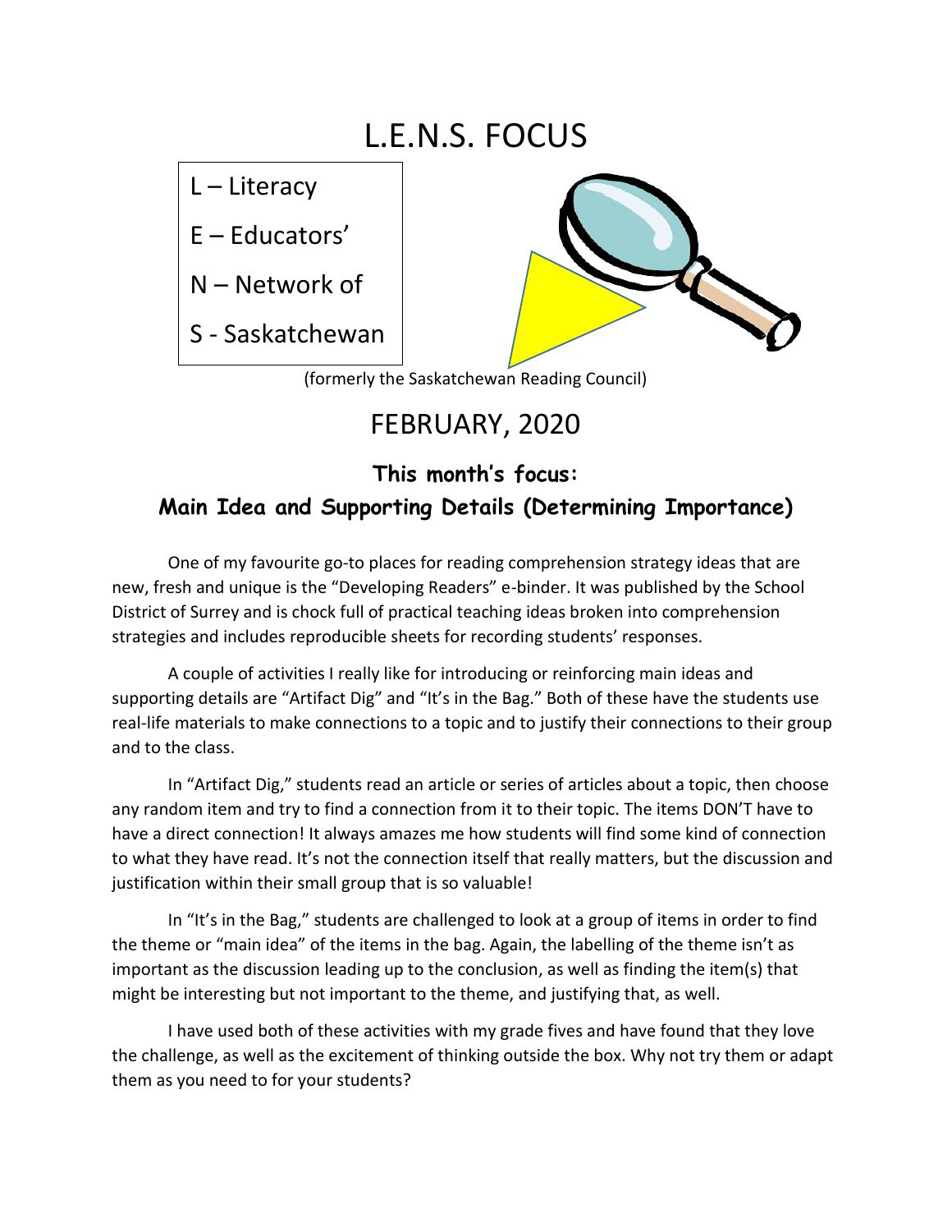# L.E.N.S. FOCUS

L – Literacy

E – Educators'

N – Network of

S - Saskatchewan

(formerly the Saskatchewan Reading Council)

## FEBRUARY, 2020

### This month's focus:
### Main Idea and Supporting Details (Determining Importance)

One of my favourite go-to places for reading comprehension strategy ideas that are new, fresh and unique is the "Developing Readers" e-binder. It was published by the School District of Surrey and is chock full of practical teaching ideas broken into comprehension strategies and includes reproducible sheets for recording students' responses.

A couple of activities I really like for introducing or reinforcing main ideas and supporting details are "Artifact Dig" and "It's in the Bag." Both of these have the students use real-life materials to make connections to a topic and to justify their connections to their group and to the class.

In "Artifact Dig," students read an article or series of articles about a topic, then choose any random item and try to find a connection from it to their topic. The items DON'T have to have a direct connection! It always amazes me how students will find some kind of connection to what they have read. It's not the connection itself that really matters, but the discussion and justification within their small group that is so valuable!

In "It's in the Bag," students are challenged to look at a group of items in order to find the theme or "main idea" of the items in the bag. Again, the labelling of the theme isn't as important as the discussion leading up to the conclusion, as well as finding the item(s) that might be interesting but not important to the theme, and justifying that, as well.

I have used both of these activities with my grade fives and have found that they love the challenge, as well as the excitement of thinking outside the box. Why not try them or adapt them as you need to for your students?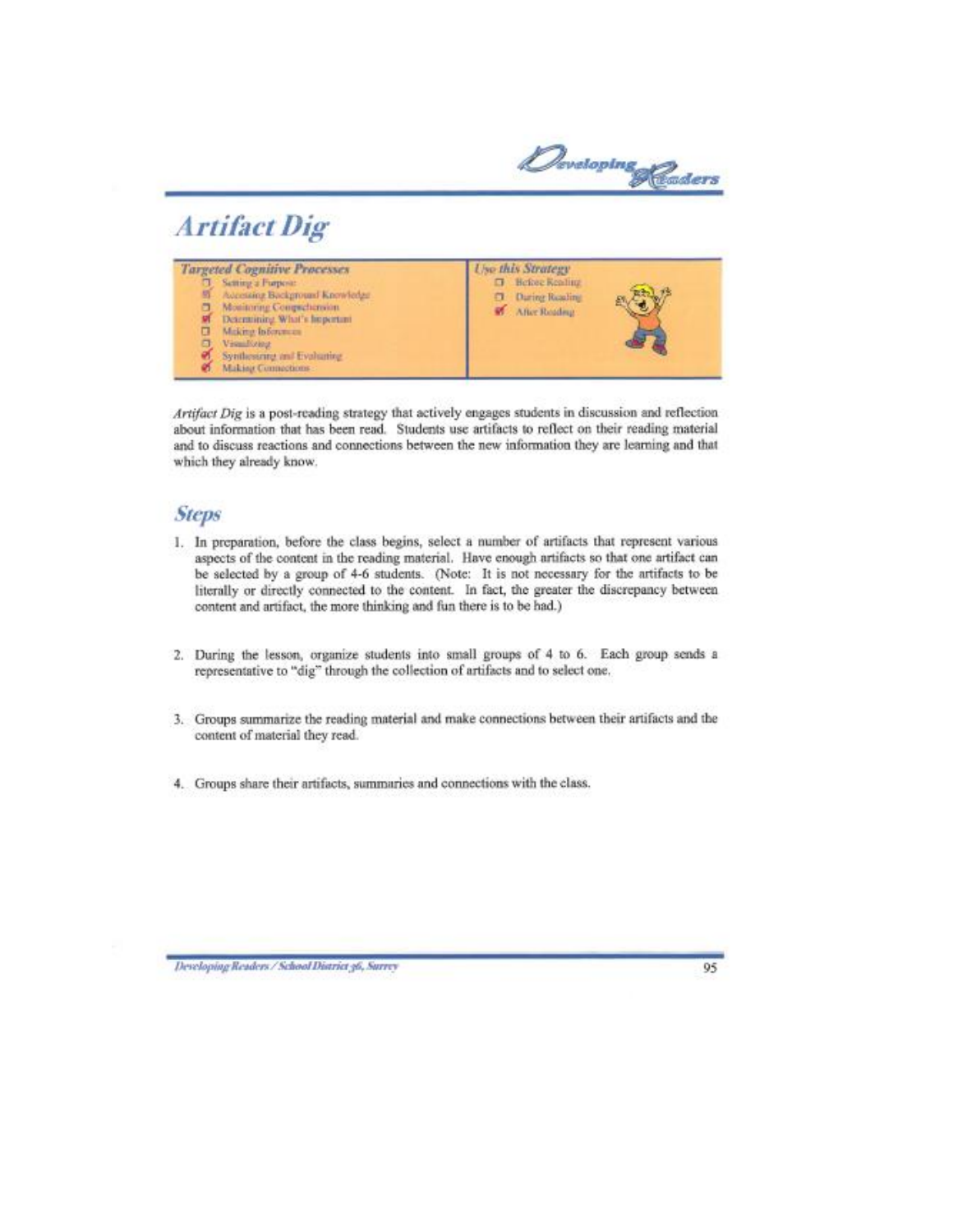// Artifact Dig

| Targeted Cognitive Processes | Use this Strategy |
| --- | --- |
| ☐ Setting a Purpose | ☐ Before Reading |
| ☑ Accessing Background Knowledge | ☐ During Reading |
| ☐ Monitoring Comprehension | ☑ After Reading |
| ☑ Determining What's Important | |
| ☐ Making Inferences | |
| ☐ Visualizing | |
| ☑ Synthesizing and Evaluating | |
| ☑ Making Connections | |

*Artifact Dig* is a post-reading strategy that actively engages students in discussion and reflection about information that has been read. Students use artifacts to reflect on their reading material and to discuss reactions and connections between the new information they are learning and that which they already know.

## Steps

1. In preparation, before the class begins, select a number of artifacts that represent various aspects of the content in the reading material. Have enough artifacts so that one artifact can be selected by a group of 4-6 students. (Note: It is not necessary for the artifacts to be literally or directly connected to the content. In fact, the greater the discrepancy between content and artifact, the more thinking and fun there is to be had.)

2. During the lesson, organize students into small groups of 4 to 6. Each group sends a representative to "dig" through the collection of artifacts and to select one.

3. Groups summarize the reading material and make connections between their artifacts and the content of material they read.

4. Groups share their artifacts, summaries and connections with the class.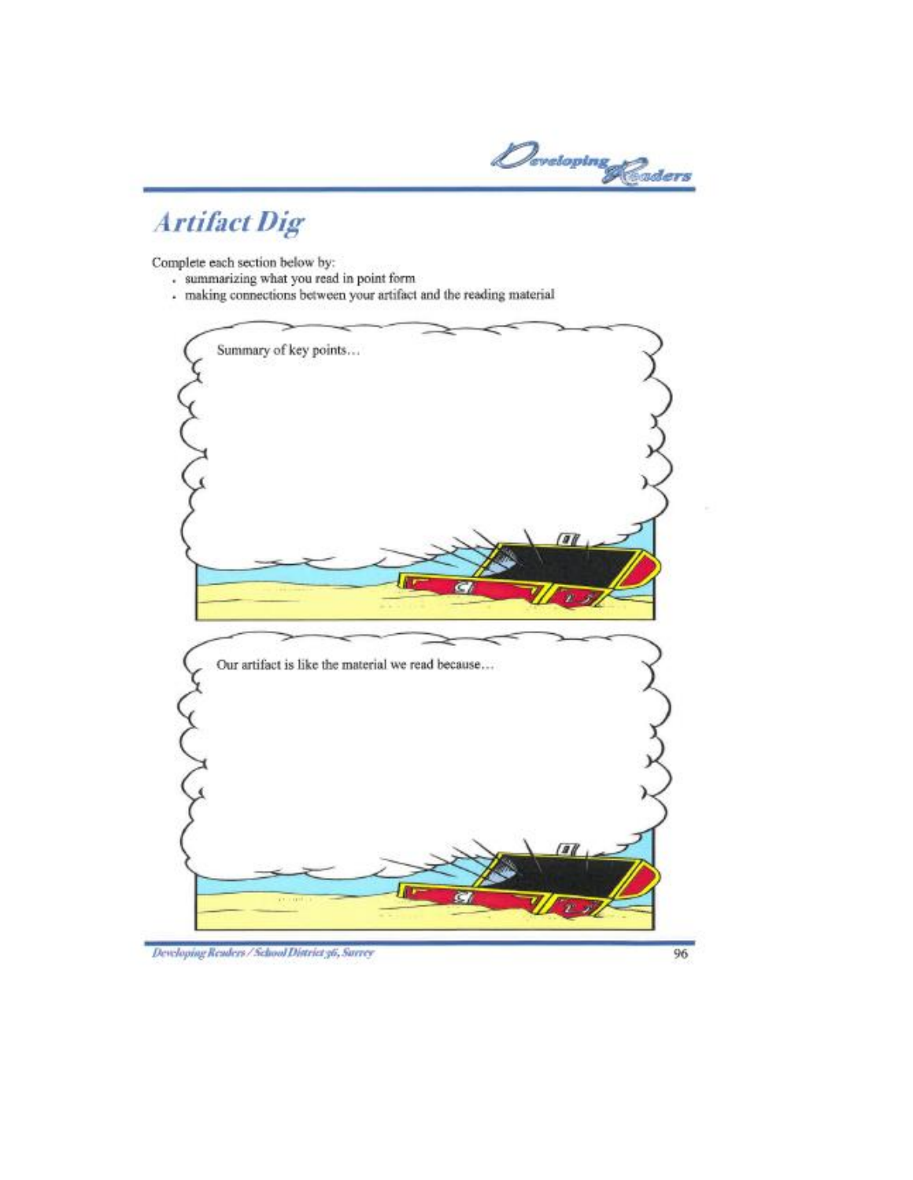# Artifact Dig

Complete each section below by:

- summarizing what you read in point form
- making connections between your artifact and the reading material

Summary of key points…

Our artifact is like the material we read because…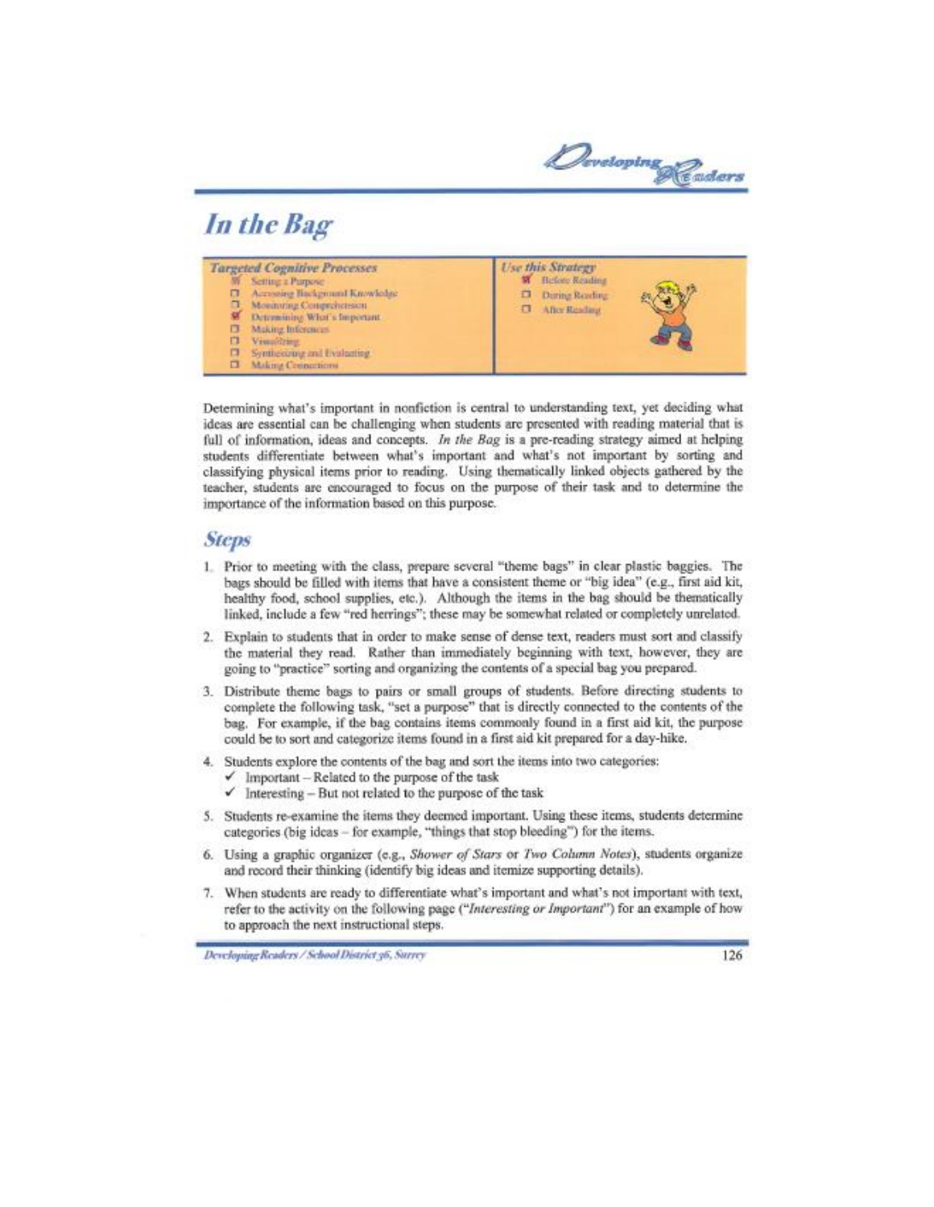# In the Bag

| **Targeted Cognitive Processes** | **Use this Strategy** |
| --- | --- |
| ☑ Setting a Purpose | ☑ Before Reading |
| ☐ Accessing Background Knowledge | ☐ During Reading |
| ☐ Monitoring Comprehension | ☐ After Reading |
| ☑ Determining What's Important | |
| ☐ Making Inferences | |
| ☐ Visualizing | |
| ☐ Synthesizing and Evaluating | |
| ☐ Making Connections | |

Determining what's important in nonfiction is central to understanding text, yet deciding what ideas are essential can be challenging when students are presented with reading material that is full of information, ideas and concepts. *In the Bag* is a pre-reading strategy aimed at helping students differentiate between what's important and what's not important by sorting and classifying physical items prior to reading. Using thematically linked objects gathered by the teacher, students are encouraged to focus on the purpose of their task and to determine the importance of the information based on this purpose.

## Steps

1. Prior to meeting with the class, prepare several "theme bags" in clear plastic baggies. The bags should be filled with items that have a consistent theme or "big idea" (e.g., first aid kit, healthy food, school supplies, etc.). Although the items in the bag should be thematically linked, include a few "red herrings"; these may be somewhat related or completely unrelated.
2. Explain to students that in order to make sense of dense text, readers must sort and classify the material they read. Rather than immediately beginning with text, however, they are going to "practice" sorting and organizing the contents of a special bag you prepared.
3. Distribute theme bags to pairs or small groups of students. Before directing students to complete the following task, "set a purpose" that is directly connected to the contents of the bag. For example, if the bag contains items commonly found in a first aid kit, the purpose could be to sort and categorize items found in a first aid kit prepared for a day-hike.
4. Students explore the contents of the bag and sort the items into two categories:
   - ✓ Important – Related to the purpose of the task
   - ✓ Interesting – But not related to the purpose of the task
5. Students re-examine the items they deemed important. Using these items, students determine categories (big ideas – for example, "things that stop bleeding") for the items.
6. Using a graphic organizer (e.g., *Shower of Stars* or *Two Column Notes*), students organize and record their thinking (identify big ideas and itemize supporting details).
7. When students are ready to differentiate what's important and what's not important with text, refer to the activity on the following page ("*Interesting or Important*") for an example of how to approach the next instructional steps.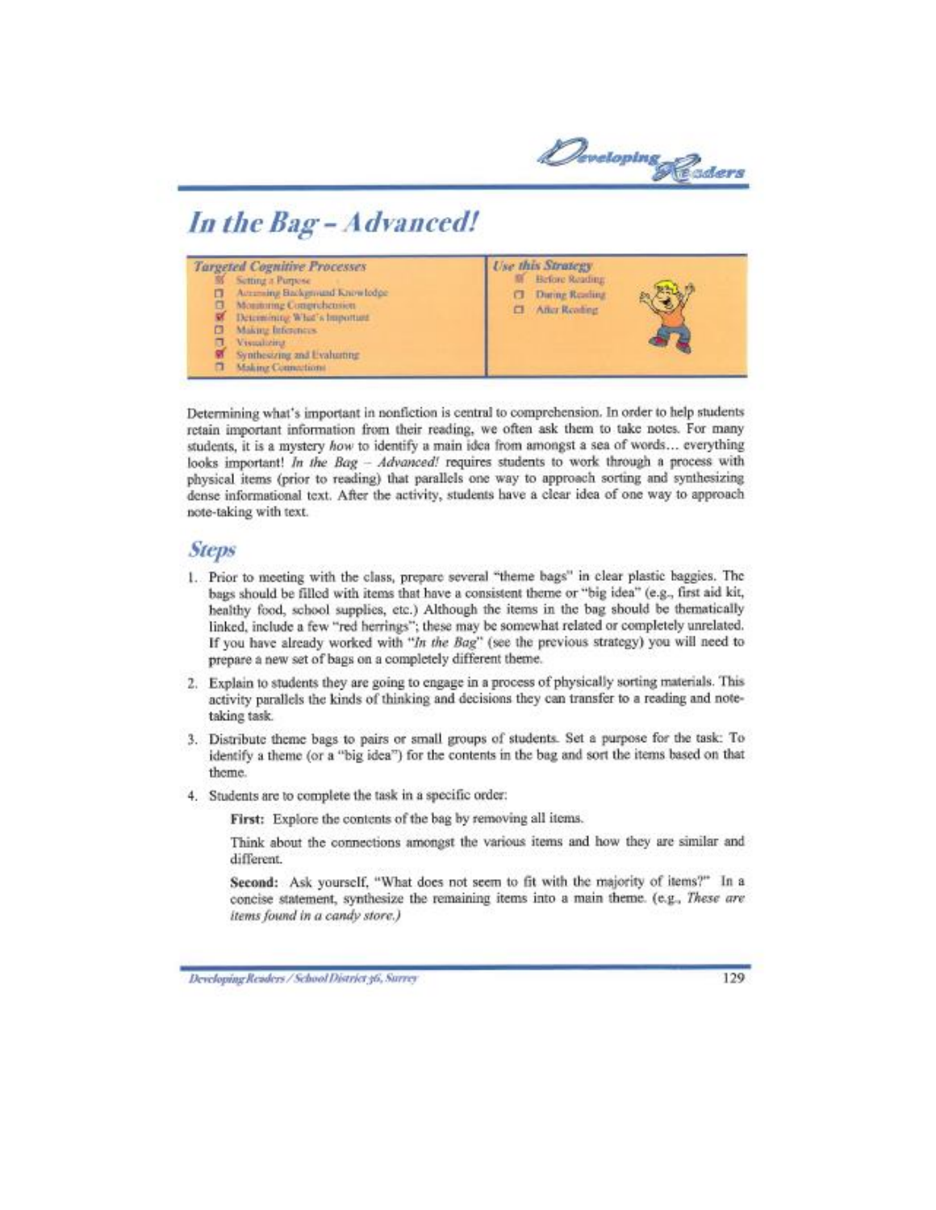# In the Bag - Advanced!

**Targeted Cognitive Processes**

- [x] Setting a Purpose
- [ ] Accessing Background Knowledge
- [ ] Monitoring Comprehension
- [x] Determining What's Important
- [ ] Making Inferences
- [ ] Visualizing
- [x] Synthesizing and Evaluating
- [ ] Making Connections

**Use this Strategy**

- [x] Before Reading
- [ ] During Reading
- [ ] After Reading

Determining what's important in nonfiction is central to comprehension. In order to help students retain important information from their reading, we often ask them to take notes. For many students, it is a mystery *how* to identify a main idea from amongst a sea of words… everything looks important! *In the Bag – Advanced!* requires students to work through a process with physical items (prior to reading) that parallels one way to approach sorting and synthesizing dense informational text. After the activity, students have a clear idea of one way to approach note-taking with text.

## Steps

1. Prior to meeting with the class, prepare several "theme bags" in clear plastic baggies. The bags should be filled with items that have a consistent theme or "big idea" (e.g., first aid kit, healthy food, school supplies, etc.) Although the items in the bag should be thematically linked, include a few "red herrings"; these may be somewhat related or completely unrelated. If you have already worked with "*In the Bag*" (see the previous strategy) you will need to prepare a new set of bags on a completely different theme.
2. Explain to students they are going to engage in a process of physically sorting materials. This activity parallels the kinds of thinking and decisions they can transfer to a reading and note-taking task.
3. Distribute theme bags to pairs or small groups of students. Set a purpose for the task: To identify a theme (or a "big idea") for the contents in the bag and sort the items based on that theme.
4. Students are to complete the task in a specific order:

   **First:** Explore the contents of the bag by removing all items.

   Think about the connections amongst the various items and how they are similar and different.

   **Second:** Ask yourself, "What does not seem to fit with the majority of items?" In a concise statement, synthesize the remaining items into a main theme. (e.g., *These are items found in a candy store.*)